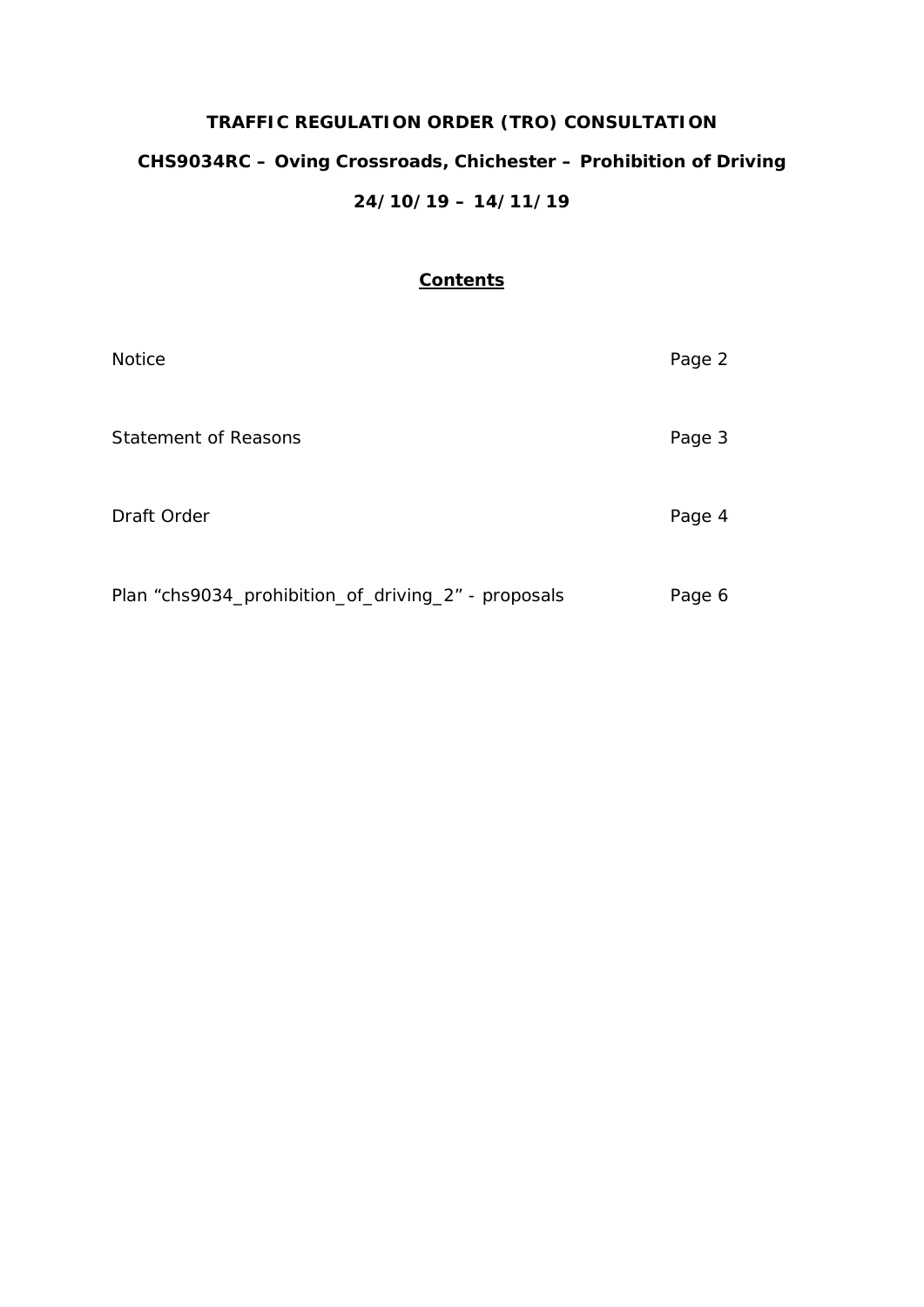# TRAFFIC REGULATION ORDER (TRO) CONSULTATION

## CHS9034RC – Oving Crossroads, Chichester – Prohibition of Driving

## 24/10/19 – 14/11/19

## Contents

| | |
|---|---|
| Notice | Page 2 |
| Statement of Reasons | Page 3 |
| Draft Order | Page 4 |
| Plan "chs9034_prohibition_of_driving_2" - proposals | Page 6 |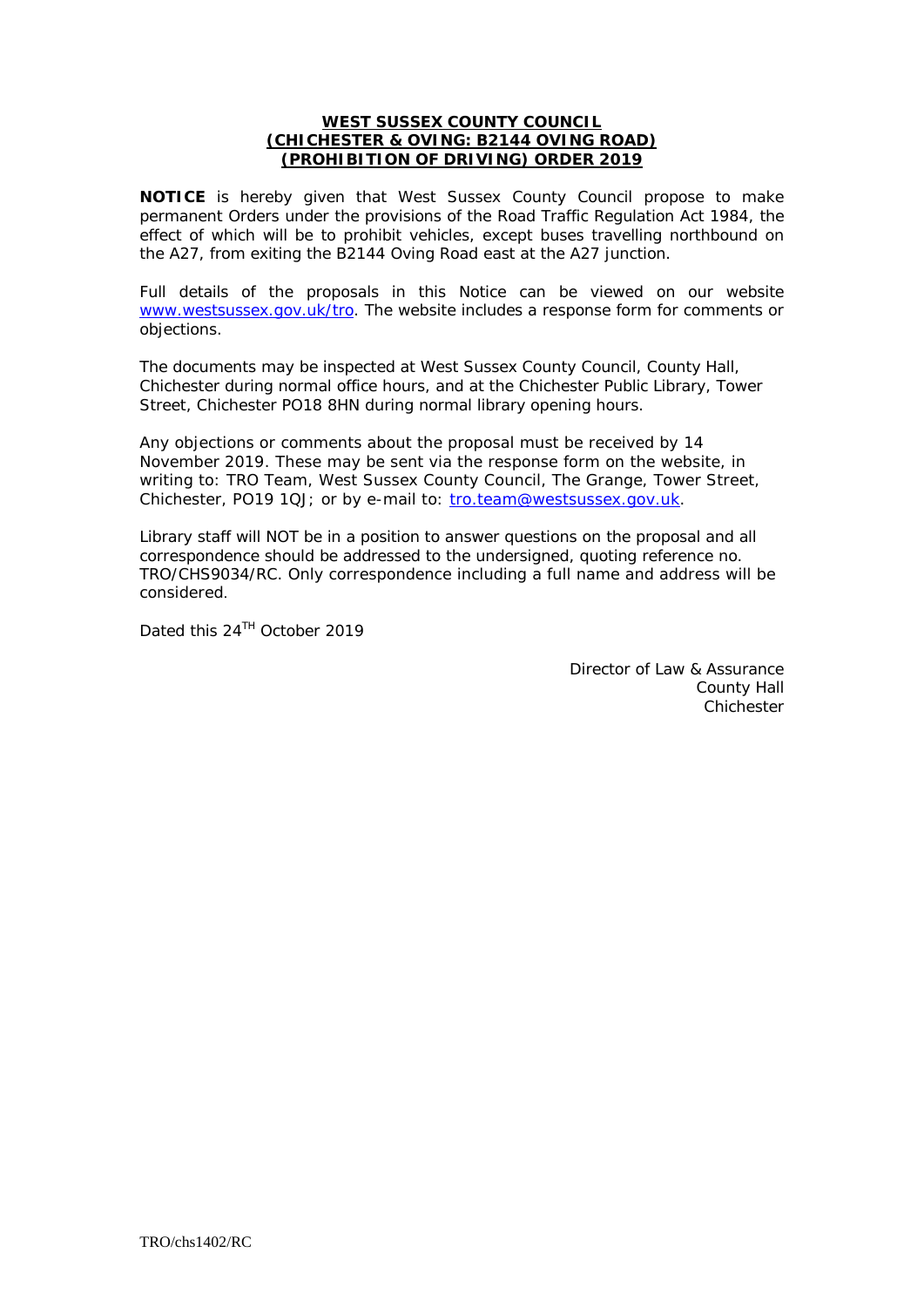**WEST SUSSEX COUNTY COUNCIL**
**(CHICHESTER & OVING: B2144 OVING ROAD)**
**(PROHIBITION OF DRIVING) ORDER 2019**

**NOTICE** is hereby given that West Sussex County Council propose to make permanent Orders under the provisions of the Road Traffic Regulation Act 1984, the effect of which will be to prohibit vehicles, except buses travelling northbound on the A27, from exiting the B2144 Oving Road east at the A27 junction.

Full details of the proposals in this Notice can be viewed on our website www.westsussex.gov.uk/tro. The website includes a response form for comments or objections.

The documents may be inspected at West Sussex County Council, County Hall, Chichester during normal office hours, and at the Chichester Public Library, Tower Street, Chichester PO18 8HN during normal library opening hours.

Any objections or comments about the proposal must be received by 14 November 2019. These may be sent via the response form on the website, in writing to: TRO Team, West Sussex County Council, The Grange, Tower Street, Chichester, PO19 1QJ; or by e-mail to: tro.team@westsussex.gov.uk.

Library staff will NOT be in a position to answer questions on the proposal and all correspondence should be addressed to the undersigned, quoting reference no. TRO/CHS9034/RC. Only correspondence including a full name and address will be considered.

Dated this 24TH October 2019

Director of Law & Assurance
County Hall
Chichester

TRO/chs1402/RC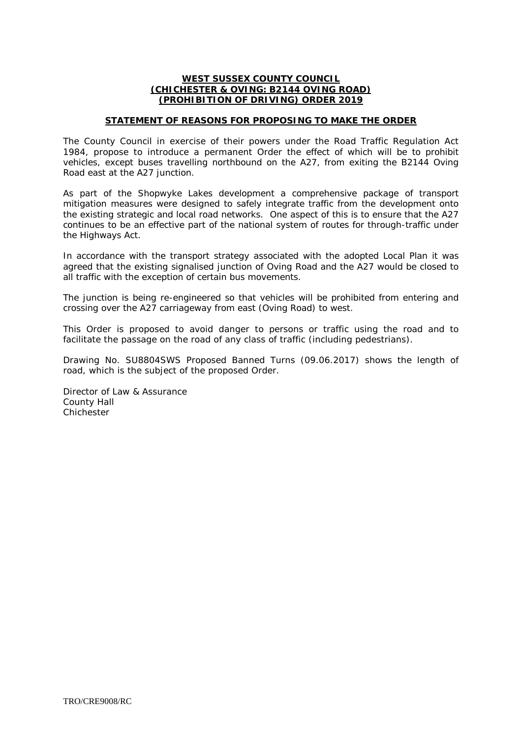**WEST SUSSEX COUNTY COUNCIL**
**(CHICHESTER & OVING: B2144 OVING ROAD)**
**(PROHIBITION OF DRIVING) ORDER 2019**

**STATEMENT OF REASONS FOR PROPOSING TO MAKE THE ORDER**

The County Council in exercise of their powers under the Road Traffic Regulation Act 1984, propose to introduce a permanent Order the effect of which will be to prohibit vehicles, except buses travelling northbound on the A27, from exiting the B2144 Oving Road east at the A27 junction.

As part of the Shopwyke Lakes development a comprehensive package of transport mitigation measures were designed to safely integrate traffic from the development onto the existing strategic and local road networks. One aspect of this is to ensure that the A27 continues to be an effective part of the national system of routes for through-traffic under the Highways Act.

In accordance with the transport strategy associated with the adopted Local Plan it was agreed that the existing signalised junction of Oving Road and the A27 would be closed to all traffic with the exception of certain bus movements.

The junction is being re-engineered so that vehicles will be prohibited from entering and crossing over the A27 carriageway from east (Oving Road) to west.

This Order is proposed to avoid danger to persons or traffic using the road and to facilitate the passage on the road of any class of traffic (including pedestrians).

Drawing No. SU8804SWS Proposed Banned Turns (09.06.2017) shows the length of road, which is the subject of the proposed Order.

Director of Law & Assurance
County Hall
Chichester

TRO/CRE9008/RC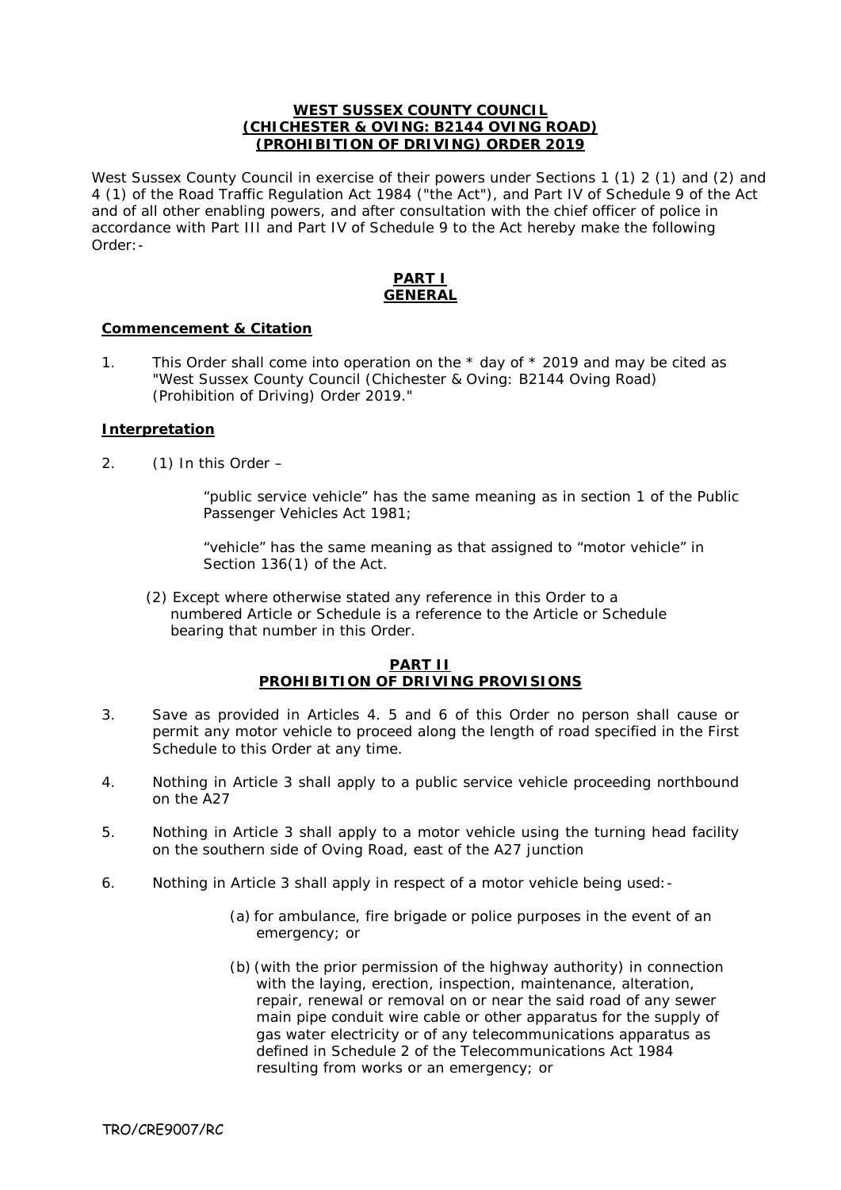**WEST SUSSEX COUNTY COUNCIL**
**(CHICHESTER & OVING: B2144 OVING ROAD)**
**(PROHIBITION OF DRIVING) ORDER 2019**

West Sussex County Council in exercise of their powers under Sections 1 (1) 2 (1) and (2) and 4 (1) of the Road Traffic Regulation Act 1984 ("the Act"), and Part IV of Schedule 9 of the Act and of all other enabling powers, and after consultation with the chief officer of police in accordance with Part III and Part IV of Schedule 9 to the Act hereby make the following Order:-

## PART I
## GENERAL

### Commencement & Citation

1. This Order shall come into operation on the * day of * 2019 and may be cited as "West Sussex County Council (Chichester & Oving: B2144 Oving Road) (Prohibition of Driving) Order 2019."

### Interpretation

2. (1) In this Order –

   "public service vehicle" has the same meaning as in section 1 of the Public Passenger Vehicles Act 1981;

   "vehicle" has the same meaning as that assigned to "motor vehicle" in Section 136(1) of the Act.

   (2) Except where otherwise stated any reference in this Order to a numbered Article or Schedule is a reference to the Article or Schedule bearing that number in this Order.

## PART II
## PROHIBITION OF DRIVING PROVISIONS

3. Save as provided in Articles 4. 5 and 6 of this Order no person shall cause or permit any motor vehicle to proceed along the length of road specified in the First Schedule to this Order at any time.

4. Nothing in Article 3 shall apply to a public service vehicle proceeding northbound on the A27

5. Nothing in Article 3 shall apply to a motor vehicle using the turning head facility on the southern side of Oving Road, east of the A27 junction

6. Nothing in Article 3 shall apply in respect of a motor vehicle being used:-

   (a) for ambulance, fire brigade or police purposes in the event of an emergency; or

   (b) (with the prior permission of the highway authority) in connection with the laying, erection, inspection, maintenance, alteration, repair, renewal or removal on or near the said road of any sewer main pipe conduit wire cable or other apparatus for the supply of gas water electricity or of any telecommunications apparatus as defined in Schedule 2 of the Telecommunications Act 1984 resulting from works or an emergency; or

TRO/CRE9007/RC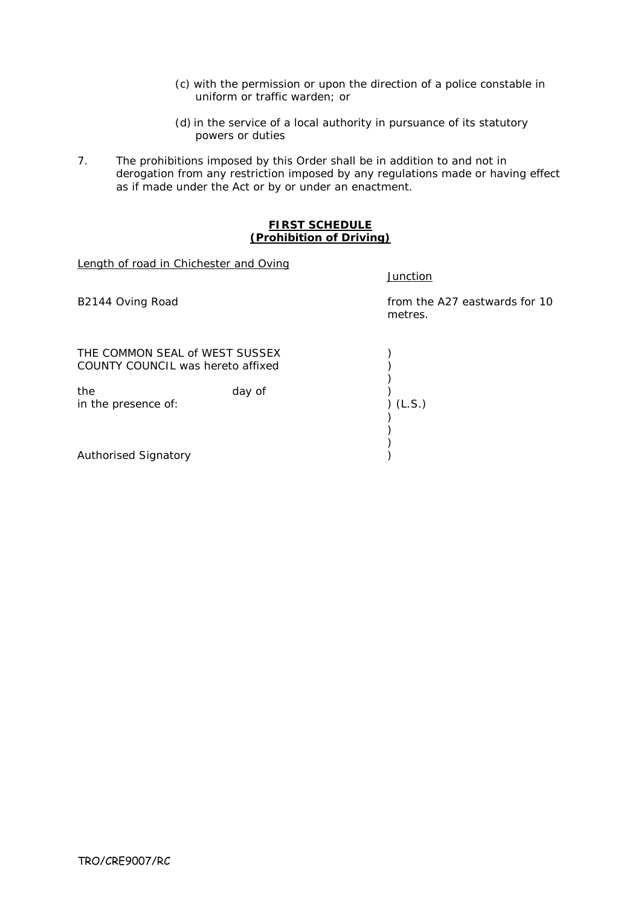(c) with the permission or upon the direction of a police constable in uniform or traffic warden; or

(d) in the service of a local authority in pursuance of its statutory powers or duties

7. The prohibitions imposed by this Order shall be in addition to and not in derogation from any restriction imposed by any regulations made or having effect as if made under the Act or by or under an enactment.

**FIRST SCHEDULE**
**(Prohibition of Driving)**

| Length of road in Chichester and Oving | Junction |
|---|---|
| B2144 Oving Road | from the A27 eastwards for 10 metres. |

THE COMMON SEAL of WEST SUSSEX COUNTY COUNCIL was hereto affixed )
)
)
the day of )
in the presence of: ) (L.S.)
)
)
)
Authorised Signatory )

TRO/CRE9007/RC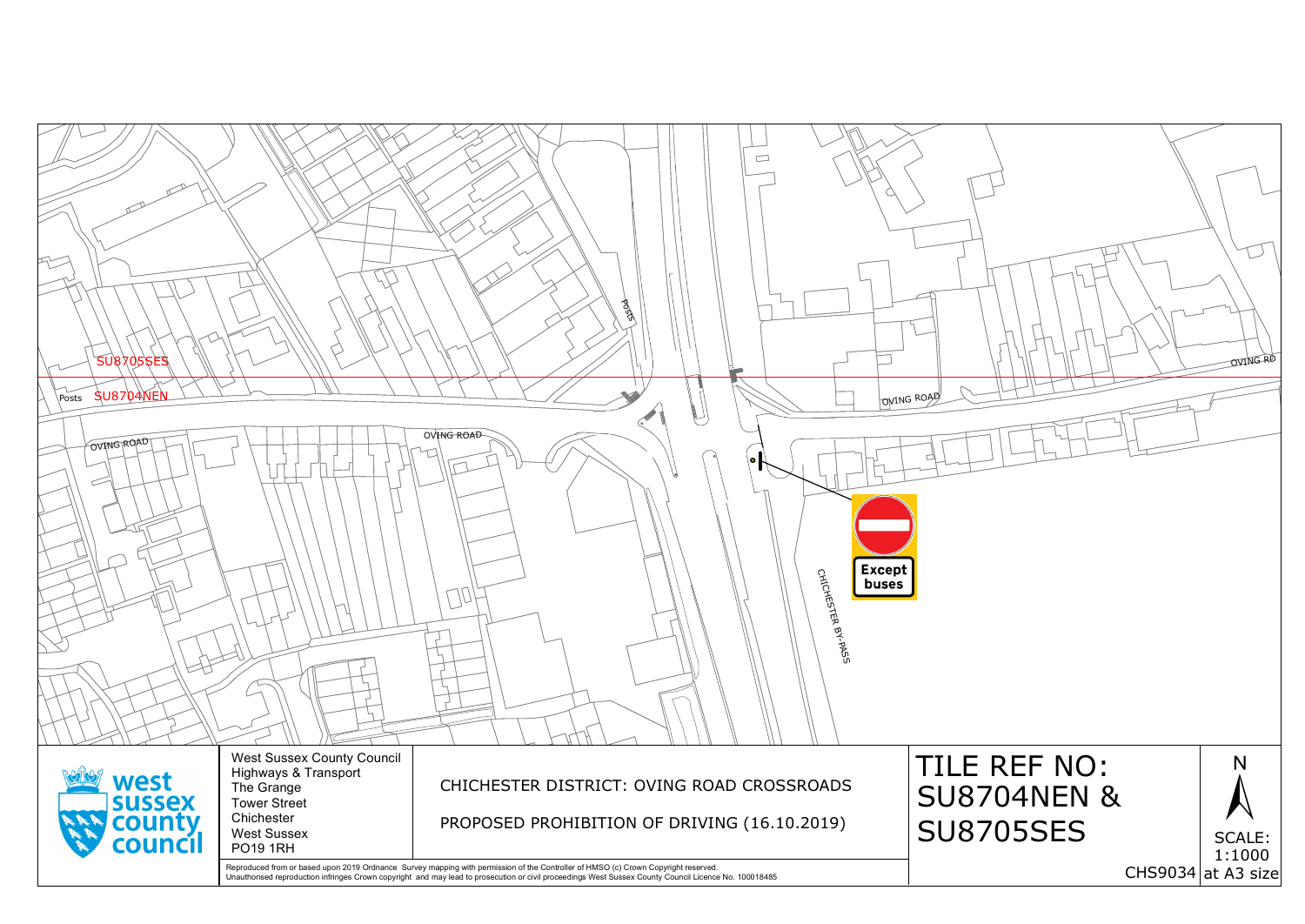SU8705SES

Posts SU8704NEN

OVING ROAD

OVING ROAD

Posts

OVING ROAD

OVING RD

CHICHESTER BY-PASS

Except buses

West Sussex County Council
Highways & Transport
The Grange
Tower Street
Chichester
West Sussex
PO19 1RH

CHICHESTER DISTRICT: OVING ROAD CROSSROADS

PROPOSED PROHIBITION OF DRIVING (16.10.2019)

TILE REF NO:
SU8704NEN &
SU8705SES

CHS9034

N

SCALE:
1:1000
at A3 size

Reproduced from or based upon 2019 Ordnance Survey mapping with permission of the Controller of HMSO (c) Crown Copyright reserved.
Unauthorised reproduction infringes Crown copyright and may lead to prosecution or civil proceedings West Sussex County Council Licence No. 100018485